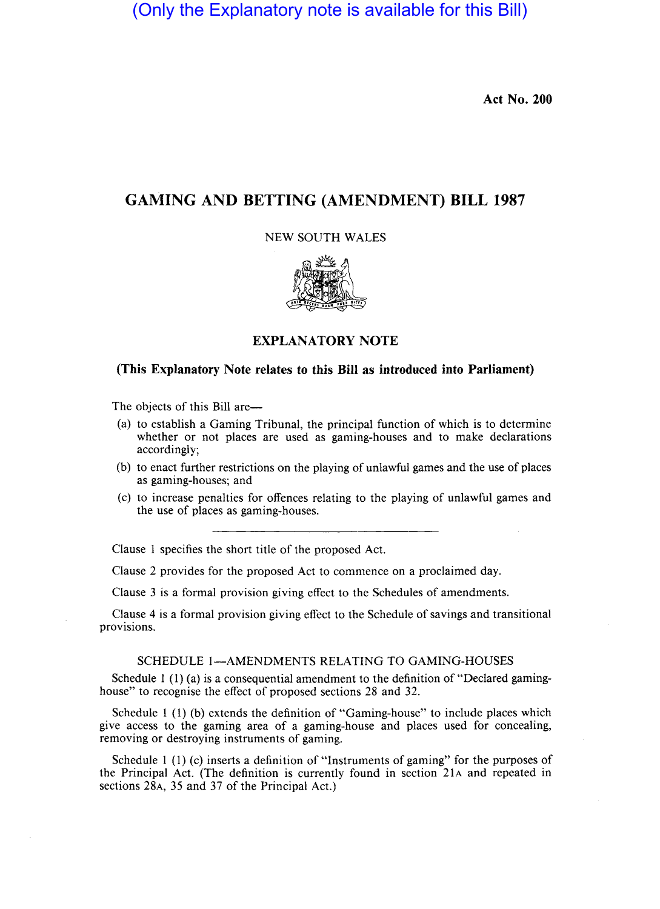(Only the Explanatory note is available for this Bill)

**Act No. 200**

# GAMING AND BETTING (AMENDMENT) BILL 1987

NEW SOUTH WALES

## EXPLANATORY NOTE

**(This Explanatory Note relates to this Bill as introduced into Parliament)**

The objects of this Bill are—

(a) to establish a Gaming Tribunal, the principal function of which is to determine whether or not places are used as gaming-houses and to make declarations accordingly;

(b) to enact further restrictions on the playing of unlawful games and the use of places as gaming-houses; and

(c) to increase penalties for offences relating to the playing of unlawful games and the use of places as gaming-houses.

---

Clause 1 specifies the short title of the proposed Act.

Clause 2 provides for the proposed Act to commence on a proclaimed day.

Clause 3 is a formal provision giving effect to the Schedules of amendments.

Clause 4 is a formal provision giving effect to the Schedule of savings and transitional provisions.

### SCHEDULE 1—AMENDMENTS RELATING TO GAMING-HOUSES

Schedule 1 (1) (a) is a consequential amendment to the definition of "Declared gaming-house" to recognise the effect of proposed sections 28 and 32.

Schedule 1 (1) (b) extends the definition of "Gaming-house" to include places which give access to the gaming area of a gaming-house and places used for concealing, removing or destroying instruments of gaming.

Schedule 1 (1) (c) inserts a definition of "Instruments of gaming" for the purposes of the Principal Act. (The definition is currently found in section 21A and repeated in sections 28A, 35 and 37 of the Principal Act.)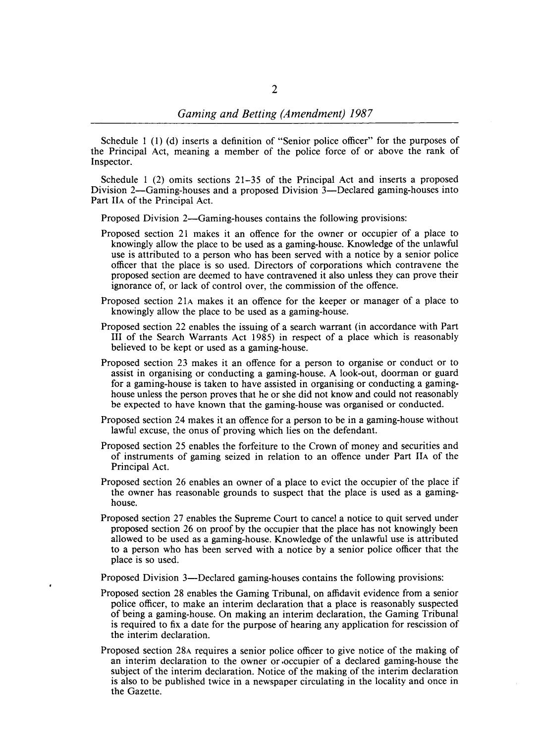Schedule 1 (1) (d) inserts a definition of "Senior police officer" for the purposes of the Principal Act, meaning a member of the police force of or above the rank of Inspector.

Schedule 1 (2) omits sections 21–35 of the Principal Act and inserts a proposed Division 2—Gaming-houses and a proposed Division 3—Declared gaming-houses into Part IIA of the Principal Act.

Proposed Division 2—Gaming-houses contains the following provisions:

Proposed section 21 makes it an offence for the owner or occupier of a place to knowingly allow the place to be used as a gaming-house. Knowledge of the unlawful use is attributed to a person who has been served with a notice by a senior police officer that the place is so used. Directors of corporations which contravene the proposed section are deemed to have contravened it also unless they can prove their ignorance of, or lack of control over, the commission of the offence.

Proposed section 21A makes it an offence for the keeper or manager of a place to knowingly allow the place to be used as a gaming-house.

Proposed section 22 enables the issuing of a search warrant (in accordance with Part III of the Search Warrants Act 1985) in respect of a place which is reasonably believed to be kept or used as a gaming-house.

Proposed section 23 makes it an offence for a person to organise or conduct or to assist in organising or conducting a gaming-house. A look-out, doorman or guard for a gaming-house is taken to have assisted in organising or conducting a gaming-house unless the person proves that he or she did not know and could not reasonably be expected to have known that the gaming-house was organised or conducted.

Proposed section 24 makes it an offence for a person to be in a gaming-house without lawful excuse, the onus of proving which lies on the defendant.

Proposed section 25 enables the forfeiture to the Crown of money and securities and of instruments of gaming seized in relation to an offence under Part IIA of the Principal Act.

Proposed section 26 enables an owner of a place to evict the occupier of the place if the owner has reasonable grounds to suspect that the place is used as a gaming-house.

Proposed section 27 enables the Supreme Court to cancel a notice to quit served under proposed section 26 on proof by the occupier that the place has not knowingly been allowed to be used as a gaming-house. Knowledge of the unlawful use is attributed to a person who has been served with a notice by a senior police officer that the place is so used.

Proposed Division 3—Declared gaming-houses contains the following provisions:

Proposed section 28 enables the Gaming Tribunal, on affidavit evidence from a senior police officer, to make an interim declaration that a place is reasonably suspected of being a gaming-house. On making an interim declaration, the Gaming Tribunal is required to fix a date for the purpose of hearing any application for rescission of the interim declaration.

Proposed section 28A requires a senior police officer to give notice of the making of an interim declaration to the owner or occupier of a declared gaming-house the subject of the interim declaration. Notice of the making of the interim declaration is also to be published twice in a newspaper circulating in the locality and once in the Gazette.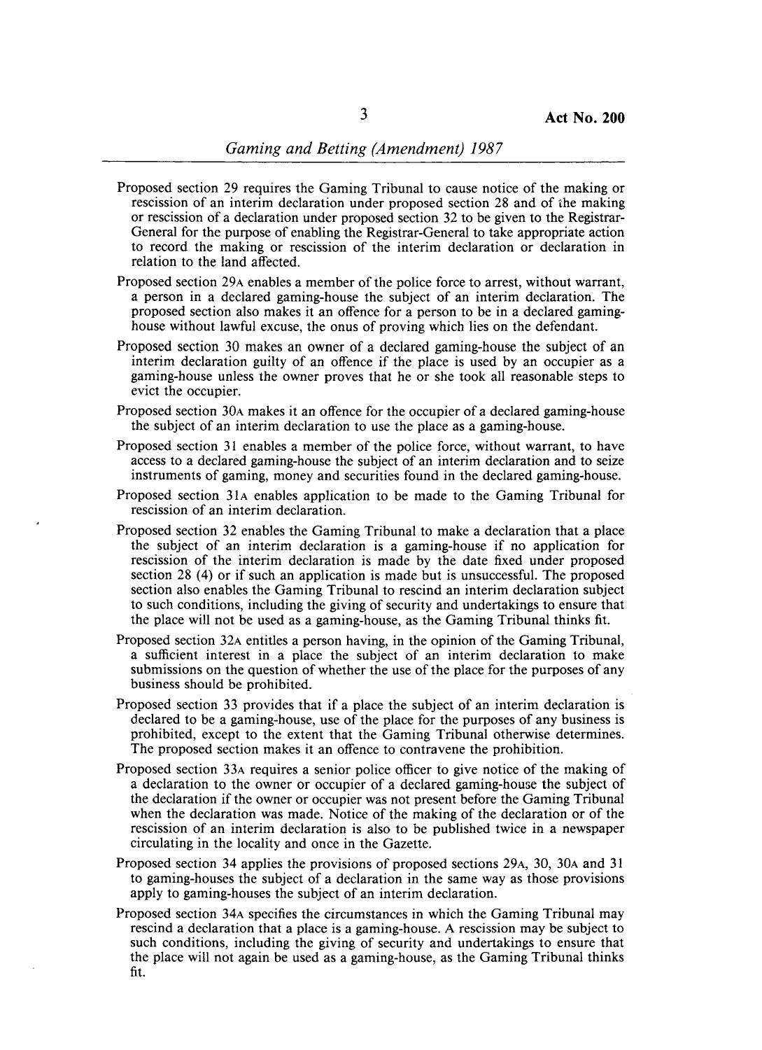Proposed section 29 requires the Gaming Tribunal to cause notice of the making or rescission of an interim declaration under proposed section 28 and of the making or rescission of a declaration under proposed section 32 to be given to the Registrar-General for the purpose of enabling the Registrar-General to take appropriate action to record the making or rescission of the interim declaration or declaration in relation to the land affected.

Proposed section 29A enables a member of the police force to arrest, without warrant, a person in a declared gaming-house the subject of an interim declaration. The proposed section also makes it an offence for a person to be in a declared gaming-house without lawful excuse, the onus of proving which lies on the defendant.

Proposed section 30 makes an owner of a declared gaming-house the subject of an interim declaration guilty of an offence if the place is used by an occupier as a gaming-house unless the owner proves that he or she took all reasonable steps to evict the occupier.

Proposed section 30A makes it an offence for the occupier of a declared gaming-house the subject of an interim declaration to use the place as a gaming-house.

Proposed section 31 enables a member of the police force, without warrant, to have access to a declared gaming-house the subject of an interim declaration and to seize instruments of gaming, money and securities found in the declared gaming-house.

Proposed section 31A enables application to be made to the Gaming Tribunal for rescission of an interim declaration.

Proposed section 32 enables the Gaming Tribunal to make a declaration that a place the subject of an interim declaration is a gaming-house if no application for rescission of the interim declaration is made by the date fixed under proposed section 28 (4) or if such an application is made but is unsuccessful. The proposed section also enables the Gaming Tribunal to rescind an interim declaration subject to such conditions, including the giving of security and undertakings to ensure that the place will not be used as a gaming-house, as the Gaming Tribunal thinks fit.

Proposed section 32A entitles a person having, in the opinion of the Gaming Tribunal, a sufficient interest in a place the subject of an interim declaration to make submissions on the question of whether the use of the place for the purposes of any business should be prohibited.

Proposed section 33 provides that if a place the subject of an interim declaration is declared to be a gaming-house, use of the place for the purposes of any business is prohibited, except to the extent that the Gaming Tribunal otherwise determines. The proposed section makes it an offence to contravene the prohibition.

Proposed section 33A requires a senior police officer to give notice of the making of a declaration to the owner or occupier of a declared gaming-house the subject of the declaration if the owner or occupier was not present before the Gaming Tribunal when the declaration was made. Notice of the making of the declaration or of the rescission of an interim declaration is also to be published twice in a newspaper circulating in the locality and once in the Gazette.

Proposed section 34 applies the provisions of proposed sections 29A, 30, 30A and 31 to gaming-houses the subject of a declaration in the same way as those provisions apply to gaming-houses the subject of an interim declaration.

Proposed section 34A specifies the circumstances in which the Gaming Tribunal may rescind a declaration that a place is a gaming-house. A rescission may be subject to such conditions, including the giving of security and undertakings to ensure that the place will not again be used as a gaming-house, as the Gaming Tribunal thinks fit.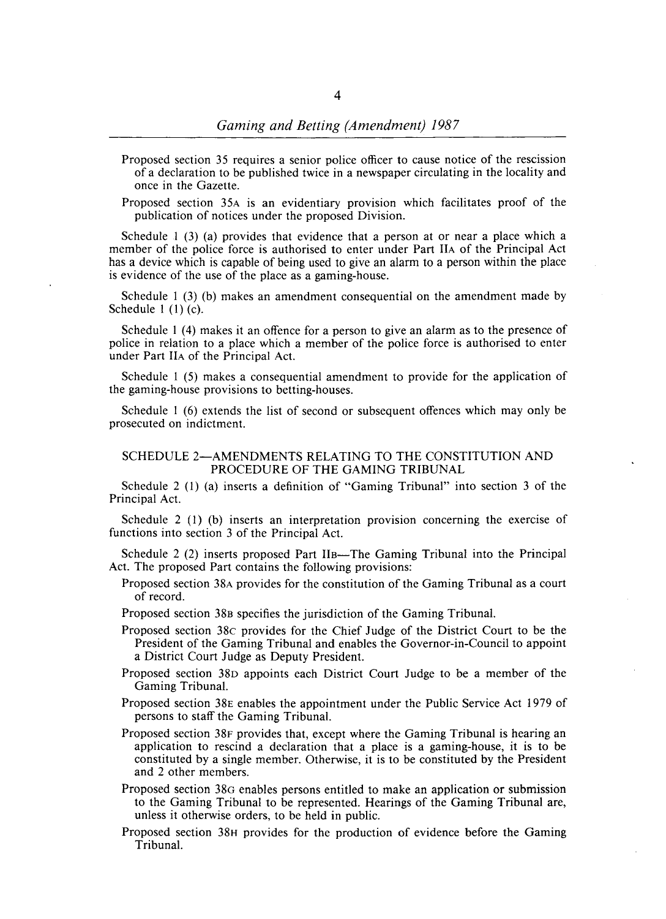Proposed section 35 requires a senior police officer to cause notice of the rescission of a declaration to be published twice in a newspaper circulating in the locality and once in the Gazette.

Proposed section 35A is an evidentiary provision which facilitates proof of the publication of notices under the proposed Division.

Schedule 1 (3) (a) provides that evidence that a person at or near a place which a member of the police force is authorised to enter under Part IIA of the Principal Act has a device which is capable of being used to give an alarm to a person within the place is evidence of the use of the place as a gaming-house.

Schedule 1 (3) (b) makes an amendment consequential on the amendment made by Schedule 1 (1) (c).

Schedule 1 (4) makes it an offence for a person to give an alarm as to the presence of police in relation to a place which a member of the police force is authorised to enter under Part IIA of the Principal Act.

Schedule 1 (5) makes a consequential amendment to provide for the application of the gaming-house provisions to betting-houses.

Schedule 1 (6) extends the list of second or subsequent offences which may only be prosecuted on indictment.

## SCHEDULE 2—AMENDMENTS RELATING TO THE CONSTITUTION AND PROCEDURE OF THE GAMING TRIBUNAL

Schedule 2 (1) (a) inserts a definition of "Gaming Tribunal" into section 3 of the Principal Act.

Schedule 2 (1) (b) inserts an interpretation provision concerning the exercise of functions into section 3 of the Principal Act.

Schedule 2 (2) inserts proposed Part IIB—The Gaming Tribunal into the Principal Act. The proposed Part contains the following provisions:

Proposed section 38A provides for the constitution of the Gaming Tribunal as a court of record.

Proposed section 38B specifies the jurisdiction of the Gaming Tribunal.

Proposed section 38C provides for the Chief Judge of the District Court to be the President of the Gaming Tribunal and enables the Governor-in-Council to appoint a District Court Judge as Deputy President.

Proposed section 38D appoints each District Court Judge to be a member of the Gaming Tribunal.

Proposed section 38E enables the appointment under the Public Service Act 1979 of persons to staff the Gaming Tribunal.

Proposed section 38F provides that, except where the Gaming Tribunal is hearing an application to rescind a declaration that a place is a gaming-house, it is to be constituted by a single member. Otherwise, it is to be constituted by the President and 2 other members.

Proposed section 38G enables persons entitled to make an application or submission to the Gaming Tribunal to be represented. Hearings of the Gaming Tribunal are, unless it otherwise orders, to be held in public.

Proposed section 38H provides for the production of evidence before the Gaming Tribunal.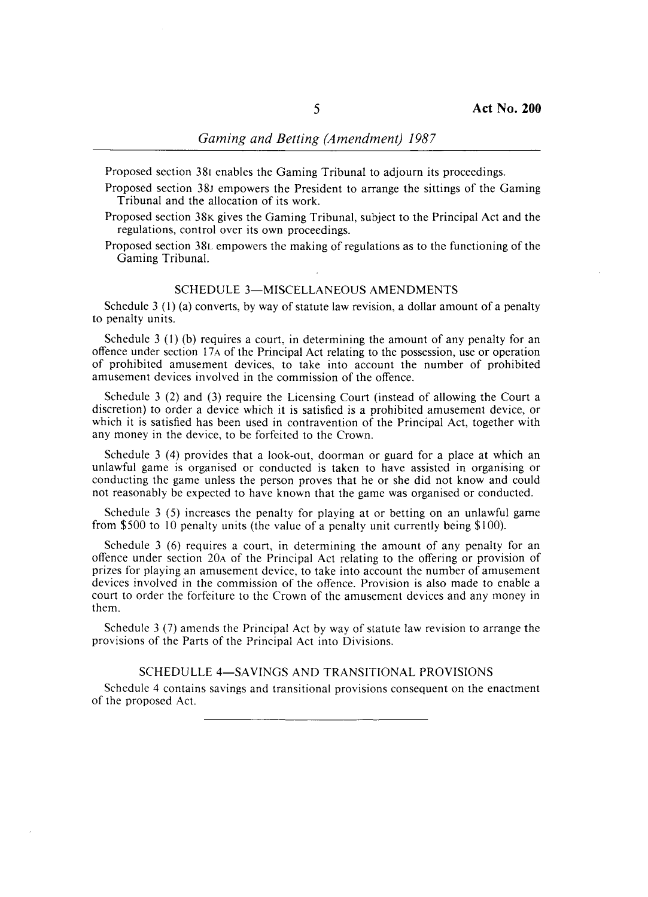Proposed section 38I enables the Gaming Tribunal to adjourn its proceedings.

Proposed section 38J empowers the President to arrange the sittings of the Gaming Tribunal and the allocation of its work.

Proposed section 38K gives the Gaming Tribunal, subject to the Principal Act and the regulations, control over its own proceedings.

Proposed section 38L empowers the making of regulations as to the functioning of the Gaming Tribunal.

## SCHEDULE 3—MISCELLANEOUS AMENDMENTS

Schedule 3 (1) (a) converts, by way of statute law revision, a dollar amount of a penalty to penalty units.

Schedule 3 (1) (b) requires a court, in determining the amount of any penalty for an offence under section 17A of the Principal Act relating to the possession, use or operation of prohibited amusement devices, to take into account the number of prohibited amusement devices involved in the commission of the offence.

Schedule 3 (2) and (3) require the Licensing Court (instead of allowing the Court a discretion) to order a device which it is satisfied is a prohibited amusement device, or which it is satisfied has been used in contravention of the Principal Act, together with any money in the device, to be forfeited to the Crown.

Schedule 3 (4) provides that a look-out, doorman or guard for a place at which an unlawful game is organised or conducted is taken to have assisted in organising or conducting the game unless the person proves that he or she did not know and could not reasonably be expected to have known that the game was organised or conducted.

Schedule 3 (5) increases the penalty for playing at or betting on an unlawful game from $500 to 10 penalty units (the value of a penalty unit currently being $100).

Schedule 3 (6) requires a court, in determining the amount of any penalty for an offence under section 20A of the Principal Act relating to the offering or provision of prizes for playing an amusement device, to take into account the number of amusement devices involved in the commission of the offence. Provision is also made to enable a court to order the forfeiture to the Crown of the amusement devices and any money in them.

Schedule 3 (7) amends the Principal Act by way of statute law revision to arrange the provisions of the Parts of the Principal Act into Divisions.

## SCHEDULLE 4—SAVINGS AND TRANSITIONAL PROVISIONS

Schedule 4 contains savings and transitional provisions consequent on the enactment of the proposed Act.